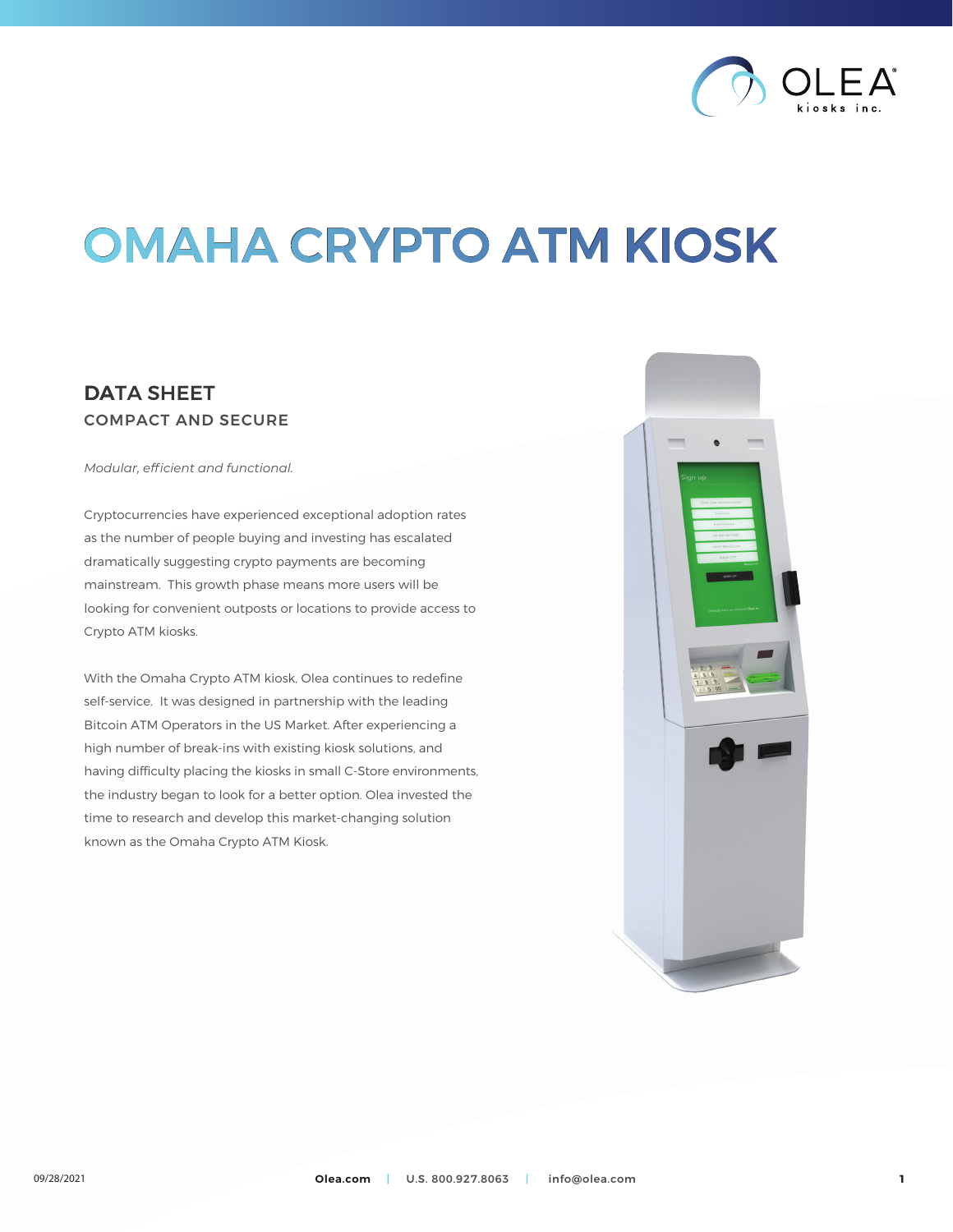# OMAHA CRYPTO ATM KIOSK

## DATA SHEET

### COMPACT AND SECURE

*Modular, efficient and functional.*

Cryptocurrencies have experienced exceptional adoption rates as the number of people buying and investing has escalated dramatically suggesting crypto payments are becoming mainstream. This growth phase means more users will be looking for convenient outposts or locations to provide access to Crypto ATM kiosks.

With the Omaha Crypto ATM kiosk, Olea continues to redefine self-service. It was designed in partnership with the leading Bitcoin ATM Operators in the US Market. After experiencing a high number of break-ins with existing kiosk solutions, and having difficulty placing the kiosks in small C-Store environments, the industry began to look for a better option. Olea invested the time to research and develop this market-changing solution known as the Omaha Crypto ATM Kiosk.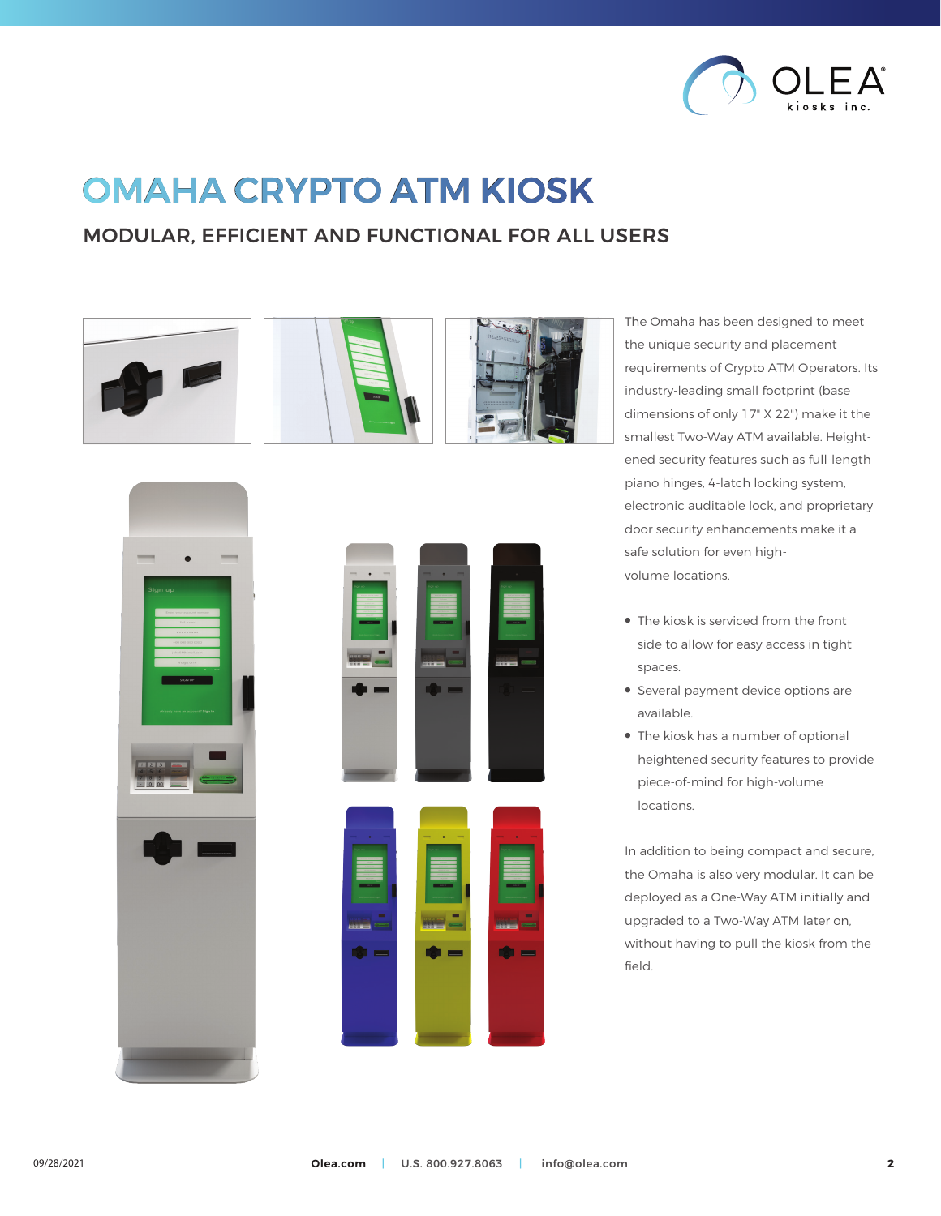# OMAHA CRYPTO ATM KIOSK

## MODULAR, EFFICIENT AND FUNCTIONAL FOR ALL USERS

The Omaha has been designed to meet the unique security and placement requirements of Crypto ATM Operators. Its industry-leading small footprint (base dimensions of only 17" X 22") make it the smallest Two-Way ATM available. Heightened security features such as full-length piano hinges, 4-latch locking system, electronic auditable lock, and proprietary door security enhancements make it a safe solution for even high-volume locations.

- The kiosk is serviced from the front side to allow for easy access in tight spaces.
- Several payment device options are available.
- The kiosk has a number of optional heightened security features to provide piece-of-mind for high-volume locations.

In addition to being compact and secure, the Omaha is also very modular. It can be deployed as a One-Way ATM initially and upgraded to a Two-Way ATM later on, without having to pull the kiosk from the field.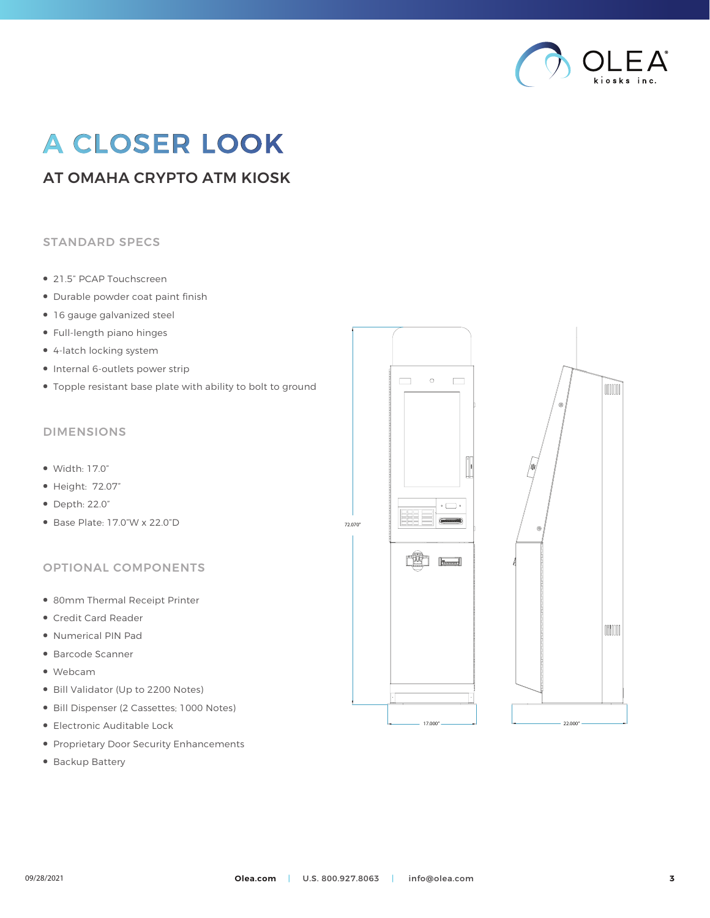# A CLOSER LOOK

## AT OMAHA CRYPTO ATM KIOSK

### STANDARD SPECS

- 21.5" PCAP Touchscreen
- Durable powder coat paint finish
- 16 gauge galvanized steel
- Full-length piano hinges
- 4-latch locking system
- Internal 6-outlets power strip
- Topple resistant base plate with ability to bolt to ground

### DIMENSIONS

- Width: 17.0"
- Height: 72.07"
- Depth: 22.0"
- Base Plate: 17.0"W x 22.0"D

### OPTIONAL COMPONENTS

- 80mm Thermal Receipt Printer
- Credit Card Reader
- Numerical PIN Pad
- Barcode Scanner
- Webcam
- Bill Validator (Up to 2200 Notes)
- Bill Dispenser (2 Cassettes; 1000 Notes)
- Electronic Auditable Lock
- Proprietary Door Security Enhancements
- Backup Battery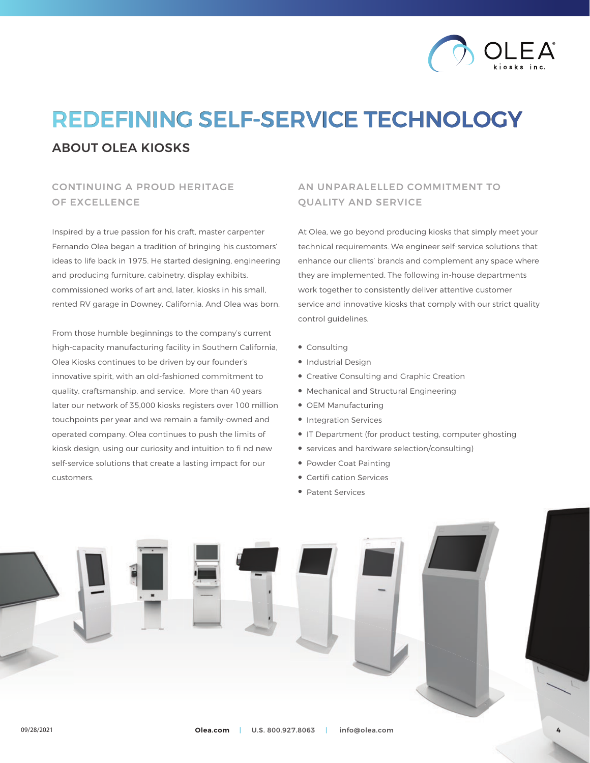# REDEFINING SELF-SERVICE TECHNOLOGY

## ABOUT OLEA KIOSKS

### CONTINUING A PROUD HERITAGE OF EXCELLENCE

Inspired by a true passion for his craft, master carpenter Fernando Olea began a tradition of bringing his customers' ideas to life back in 1975. He started designing, engineering and producing furniture, cabinetry, display exhibits, commissioned works of art and, later, kiosks in his small, rented RV garage in Downey, California. And Olea was born.

From those humble beginnings to the company's current high-capacity manufacturing facility in Southern California, Olea Kiosks continues to be driven by our founder's innovative spirit, with an old-fashioned commitment to quality, craftsmanship, and service. More than 40 years later our network of 35,000 kiosks registers over 100 million touchpoints per year and we remain a family-owned and operated company. Olea continues to push the limits of kiosk design, using our curiosity and intuition to fi nd new self-service solutions that create a lasting impact for our customers.

### AN UNPARALELLED COMMITMENT TO QUALITY AND SERVICE

At Olea, we go beyond producing kiosks that simply meet your technical requirements. We engineer self-service solutions that enhance our clients' brands and complement any space where they are implemented. The following in-house departments work together to consistently deliver attentive customer service and innovative kiosks that comply with our strict quality control guidelines.

- Consulting
- Industrial Design
- Creative Consulting and Graphic Creation
- Mechanical and Structural Engineering
- OEM Manufacturing
- Integration Services
- IT Department (for product testing, computer ghosting
- services and hardware selection/consulting)
- Powder Coat Painting
- Certifi cation Services
- Patent Services

09/28/2021

**Olea.com** | U.S. 800.927.8063 | info@olea.com